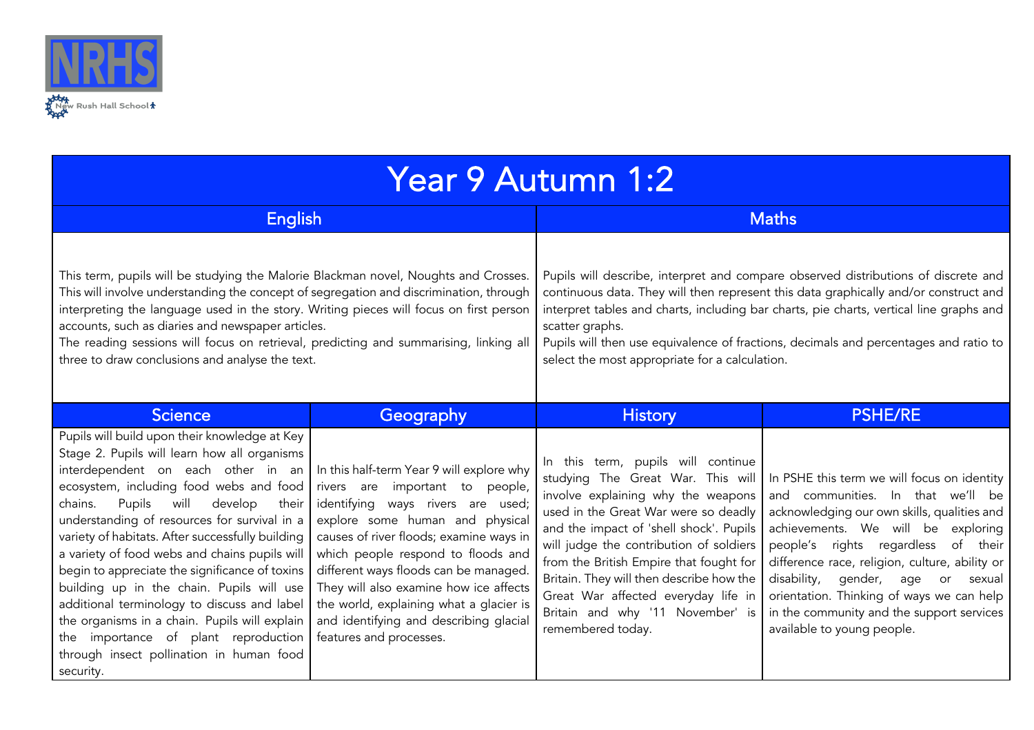NRHS

New Rush Hall School

# Year 9 Autumn 1:2

## English

This term, pupils will be studying the Malorie Blackman novel, Noughts and Crosses. This will involve understanding the concept of segregation and discrimination, through interpreting the language used in the story. Writing pieces will focus on first person accounts, such as diaries and newspaper articles.

The reading sessions will focus on retrieval, predicting and summarising, linking all three to draw conclusions and analyse the text.

## Maths

Pupils will describe, interpret and compare observed distributions of discrete and continuous data. They will then represent this data graphically and/or construct and interpret tables and charts, including bar charts, pie charts, vertical line graphs and scatter graphs.

Pupils will then use equivalence of fractions, decimals and percentages and ratio to select the most appropriate for a calculation.

## Science

Pupils will build upon their knowledge at Key Stage 2. Pupils will learn how all organisms interdependent on each other in an ecosystem, including food webs and food chains. Pupils will develop their understanding of resources for survival in a variety of habitats. After successfully building a variety of food webs and chains pupils will begin to appreciate the significance of toxins building up in the chain. Pupils will use additional terminology to discuss and label the organisms in a chain. Pupils will explain the importance of plant reproduction through insect pollination in human food security.

## Geography

In this half-term Year 9 will explore why rivers are important to people, identifying ways rivers are used; explore some human and physical causes of river floods; examine ways in which people respond to floods and different ways floods can be managed. They will also examine how ice affects the world, explaining what a glacier is and identifying and describing glacial features and processes.

## History

In this term, pupils will continue studying The Great War. This will involve explaining why the weapons used in the Great War were so deadly and the impact of 'shell shock'. Pupils will judge the contribution of soldiers from the British Empire that fought for Britain. They will then describe how the Great War affected everyday life in Britain and why '11 November' is remembered today.

## PSHE/RE

In PSHE this term we will focus on identity and communities. In that we'll be acknowledging our own skills, qualities and achievements. We will be exploring people's rights regardless of their difference race, religion, culture, ability or disability, gender, age or sexual orientation. Thinking of ways we can help in the community and the support services available to young people.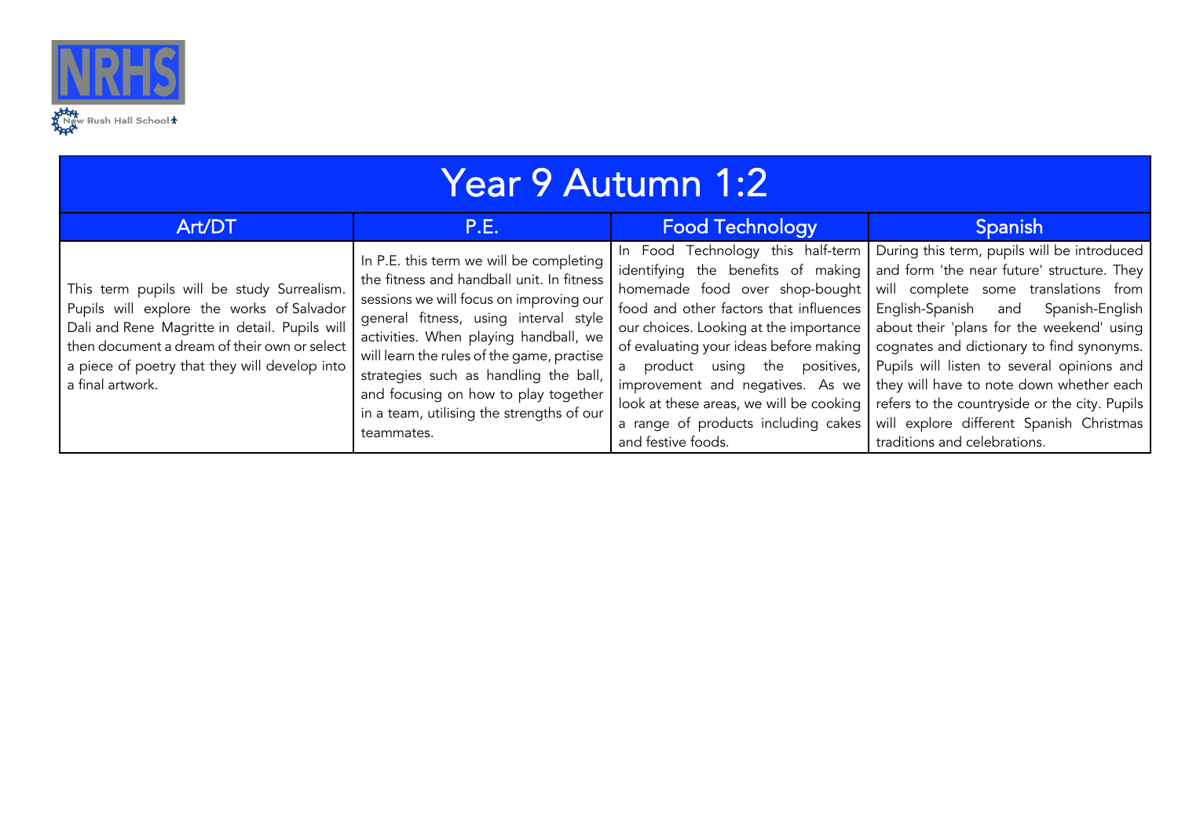# Year 9 Autumn 1:2

| Art/DT | P.E. | Food Technology | Spanish |
|---|---|---|---|
| This term pupils will be study Surrealism. Pupils will explore the works of Salvador Dali and Rene Magritte in detail. Pupils will then document a dream of their own or select a piece of poetry that they will develop into a final artwork. | In P.E. this term we will be completing the fitness and handball unit. In fitness sessions we will focus on improving our general fitness, using interval style activities. When playing handball, we will learn the rules of the game, practise strategies such as handling the ball, and focusing on how to play together in a team, utilising the strengths of our teammates. | In Food Technology this half-term identifying the benefits of making homemade food over shop-bought food and other factors that influences our choices. Looking at the importance of evaluating your ideas before making a product using the positives, improvement and negatives. As we look at these areas, we will be cooking a range of products including cakes and festive foods. | During this term, pupils will be introduced and form 'the near future' structure. They will complete some translations from English-Spanish and Spanish-English about their 'plans for the weekend' using cognates and dictionary to find synonyms. Pupils will listen to several opinions and they will have to note down whether each refers to the countryside or the city. Pupils will explore different Spanish Christmas traditions and celebrations. |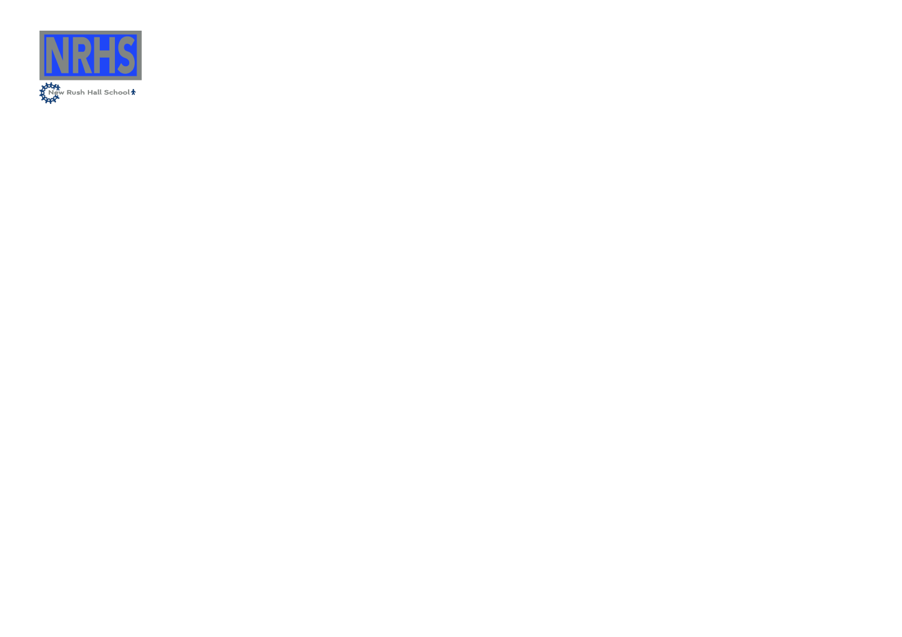NRHS

New Rush Hall School